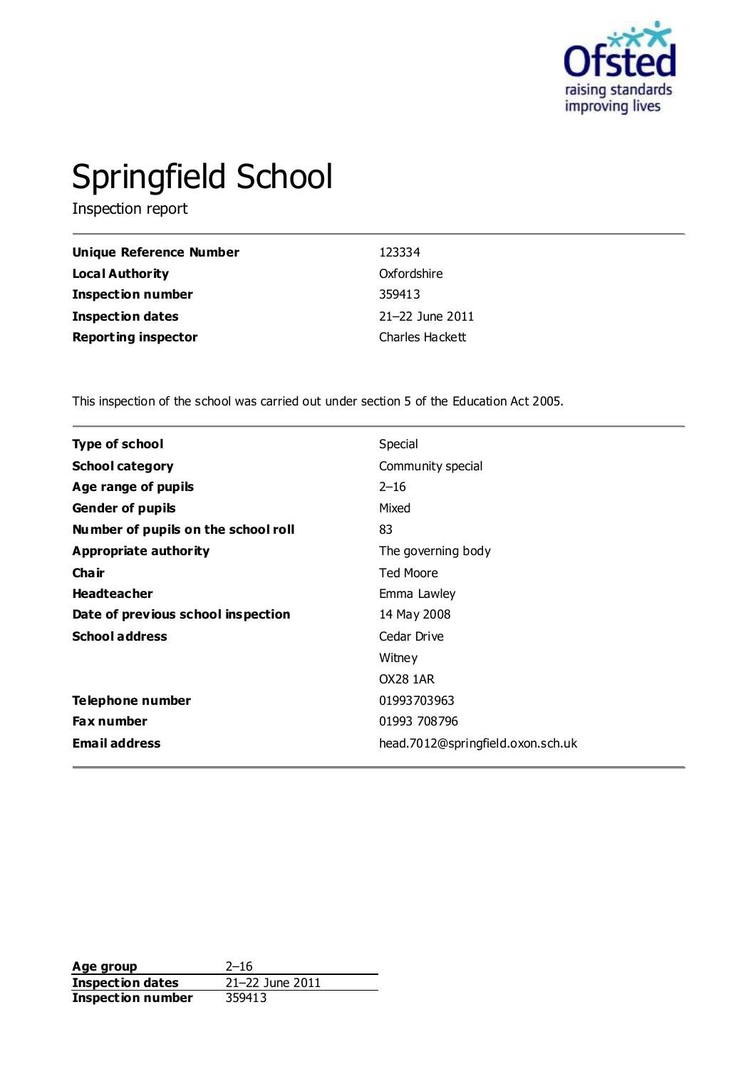Ofsted raising standards improving lives

# Springfield School

Inspection report

| | |
|---|---|
| **Unique Reference Number** | 123334 |
| **Local Authority** | Oxfordshire |
| **Inspection number** | 359413 |
| **Inspection dates** | 21–22 June 2011 |
| **Reporting inspector** | Charles Hackett |

This inspection of the school was carried out under section 5 of the Education Act 2005.

| | |
|---|---|
| **Type of school** | Special |
| **School category** | Community special |
| **Age range of pupils** | 2–16 |
| **Gender of pupils** | Mixed |
| **Number of pupils on the school roll** | 83 |
| **Appropriate authority** | The governing body |
| **Chair** | Ted Moore |
| **Headteacher** | Emma Lawley |
| **Date of previous school inspection** | 14 May 2008 |
| **School address** | Cedar Drive<br>Witney<br>OX28 1AR |
| **Telephone number** | 01993703963 |
| **Fax number** | 01993 708796 |
| **Email address** | head.7012@springfield.oxon.sch.uk |

| | |
|---|---|
| **Age group** | 2–16 |
| **Inspection dates** | 21–22 June 2011 |
| **Inspection number** | 359413 |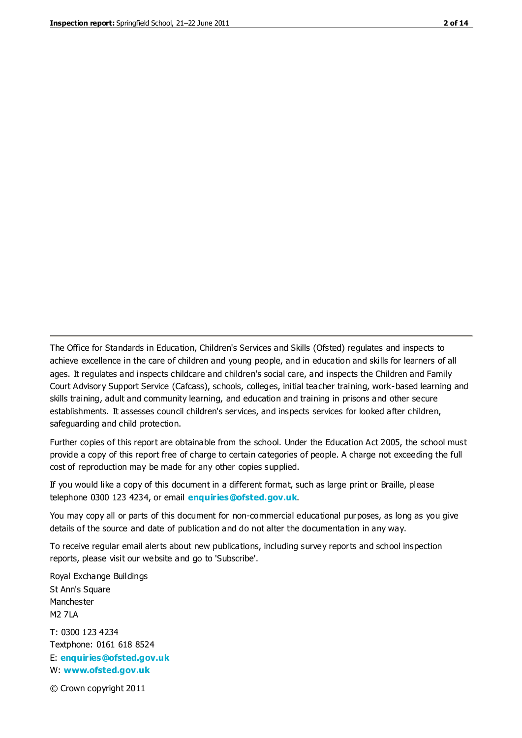The Office for Standards in Education, Children's Services and Skills (Ofsted) regulates and inspects to achieve excellence in the care of children and young people, and in education and skills for learners of all ages. It regulates and inspects childcare and children's social care, and inspects the Children and Family Court Advisory Support Service (Cafcass), schools, colleges, initial teacher training, work-based learning and skills training, adult and community learning, and education and training in prisons and other secure establishments. It assesses council children's services, and inspects services for looked after children, safeguarding and child protection.

Further copies of this report are obtainable from the school. Under the Education Act 2005, the school must provide a copy of this report free of charge to certain categories of people. A charge not exceeding the full cost of reproduction may be made for any other copies supplied.

If you would like a copy of this document in a different format, such as large print or Braille, please telephone 0300 123 4234, or email **enquiries@ofsted.gov.uk**.

You may copy all or parts of this document for non-commercial educational purposes, as long as you give details of the source and date of publication and do not alter the documentation in any way.

To receive regular email alerts about new publications, including survey reports and school inspection reports, please visit our website and go to 'Subscribe'.

Royal Exchange Buildings
St Ann's Square
Manchester
M2 7LA

T: 0300 123 4234
Textphone: 0161 618 8524
E: **enquiries@ofsted.gov.uk**
W: **www.ofsted.gov.uk**

© Crown copyright 2011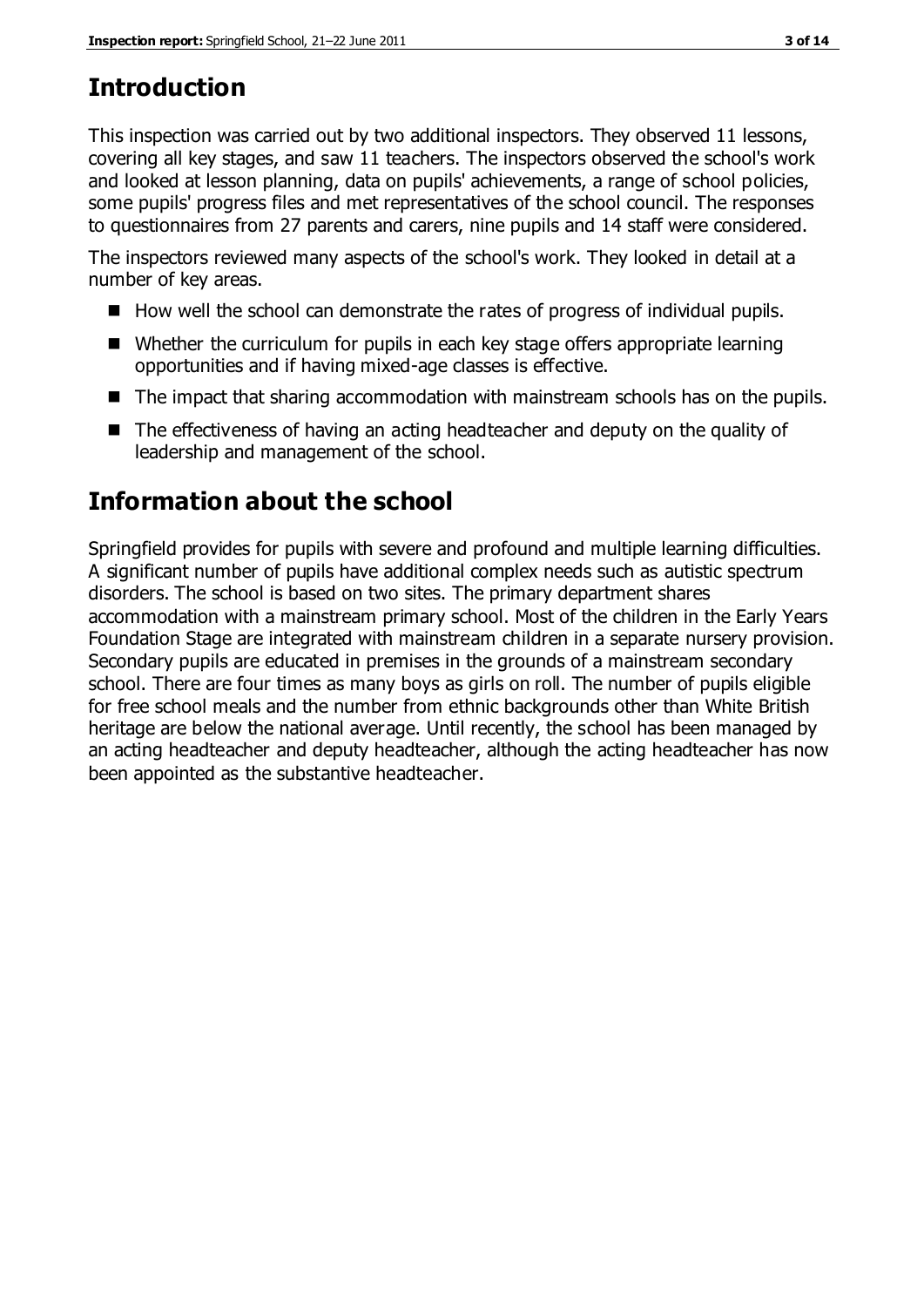# Introduction

This inspection was carried out by two additional inspectors. They observed 11 lessons, covering all key stages, and saw 11 teachers. The inspectors observed the school's work and looked at lesson planning, data on pupils' achievements, a range of school policies, some pupils' progress files and met representatives of the school council. The responses to questionnaires from 27 parents and carers, nine pupils and 14 staff were considered.

The inspectors reviewed many aspects of the school's work. They looked in detail at a number of key areas.

- How well the school can demonstrate the rates of progress of individual pupils.
- Whether the curriculum for pupils in each key stage offers appropriate learning opportunities and if having mixed-age classes is effective.
- The impact that sharing accommodation with mainstream schools has on the pupils.
- The effectiveness of having an acting headteacher and deputy on the quality of leadership and management of the school.

# Information about the school

Springfield provides for pupils with severe and profound and multiple learning difficulties. A significant number of pupils have additional complex needs such as autistic spectrum disorders. The school is based on two sites. The primary department shares accommodation with a mainstream primary school. Most of the children in the Early Years Foundation Stage are integrated with mainstream children in a separate nursery provision. Secondary pupils are educated in premises in the grounds of a mainstream secondary school. There are four times as many boys as girls on roll. The number of pupils eligible for free school meals and the number from ethnic backgrounds other than White British heritage are below the national average. Until recently, the school has been managed by an acting headteacher and deputy headteacher, although the acting headteacher has now been appointed as the substantive headteacher.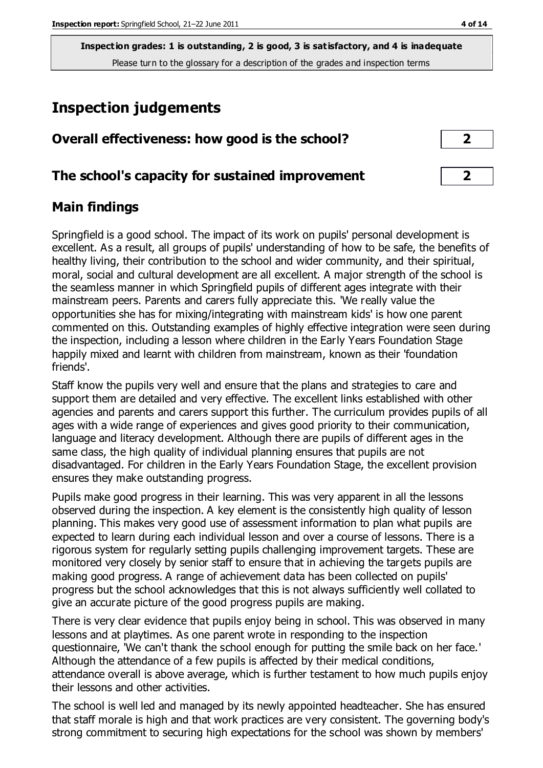**Inspection grades: 1 is outstanding, 2 is good, 3 is satisfactory, and 4 is inadequate**
Please turn to the glossary for a description of the grades and inspection terms

# Inspection judgements

| Overall effectiveness: how good is the school? | 2 |
|---|---|
| **The school's capacity for sustained improvement** | **2** |

## Main findings

Springfield is a good school. The impact of its work on pupils' personal development is excellent. As a result, all groups of pupils' understanding of how to be safe, the benefits of healthy living, their contribution to the school and wider community, and their spiritual, moral, social and cultural development are all excellent. A major strength of the school is the seamless manner in which Springfield pupils of different ages integrate with their mainstream peers. Parents and carers fully appreciate this. 'We really value the opportunities she has for mixing/integrating with mainstream kids' is how one parent commented on this. Outstanding examples of highly effective integration were seen during the inspection, including a lesson where children in the Early Years Foundation Stage happily mixed and learnt with children from mainstream, known as their 'foundation friends'.

Staff know the pupils very well and ensure that the plans and strategies to care and support them are detailed and very effective. The excellent links established with other agencies and parents and carers support this further. The curriculum provides pupils of all ages with a wide range of experiences and gives good priority to their communication, language and literacy development. Although there are pupils of different ages in the same class, the high quality of individual planning ensures that pupils are not disadvantaged. For children in the Early Years Foundation Stage, the excellent provision ensures they make outstanding progress.

Pupils make good progress in their learning. This was very apparent in all the lessons observed during the inspection. A key element is the consistently high quality of lesson planning. This makes very good use of assessment information to plan what pupils are expected to learn during each individual lesson and over a course of lessons. There is a rigorous system for regularly setting pupils challenging improvement targets. These are monitored very closely by senior staff to ensure that in achieving the targets pupils are making good progress. A range of achievement data has been collected on pupils' progress but the school acknowledges that this is not always sufficiently well collated to give an accurate picture of the good progress pupils are making.

There is very clear evidence that pupils enjoy being in school. This was observed in many lessons and at playtimes. As one parent wrote in responding to the inspection questionnaire, 'We can't thank the school enough for putting the smile back on her face.' Although the attendance of a few pupils is affected by their medical conditions, attendance overall is above average, which is further testament to how much pupils enjoy their lessons and other activities.

The school is well led and managed by its newly appointed headteacher. She has ensured that staff morale is high and that work practices are very consistent. The governing body's strong commitment to securing high expectations for the school was shown by members'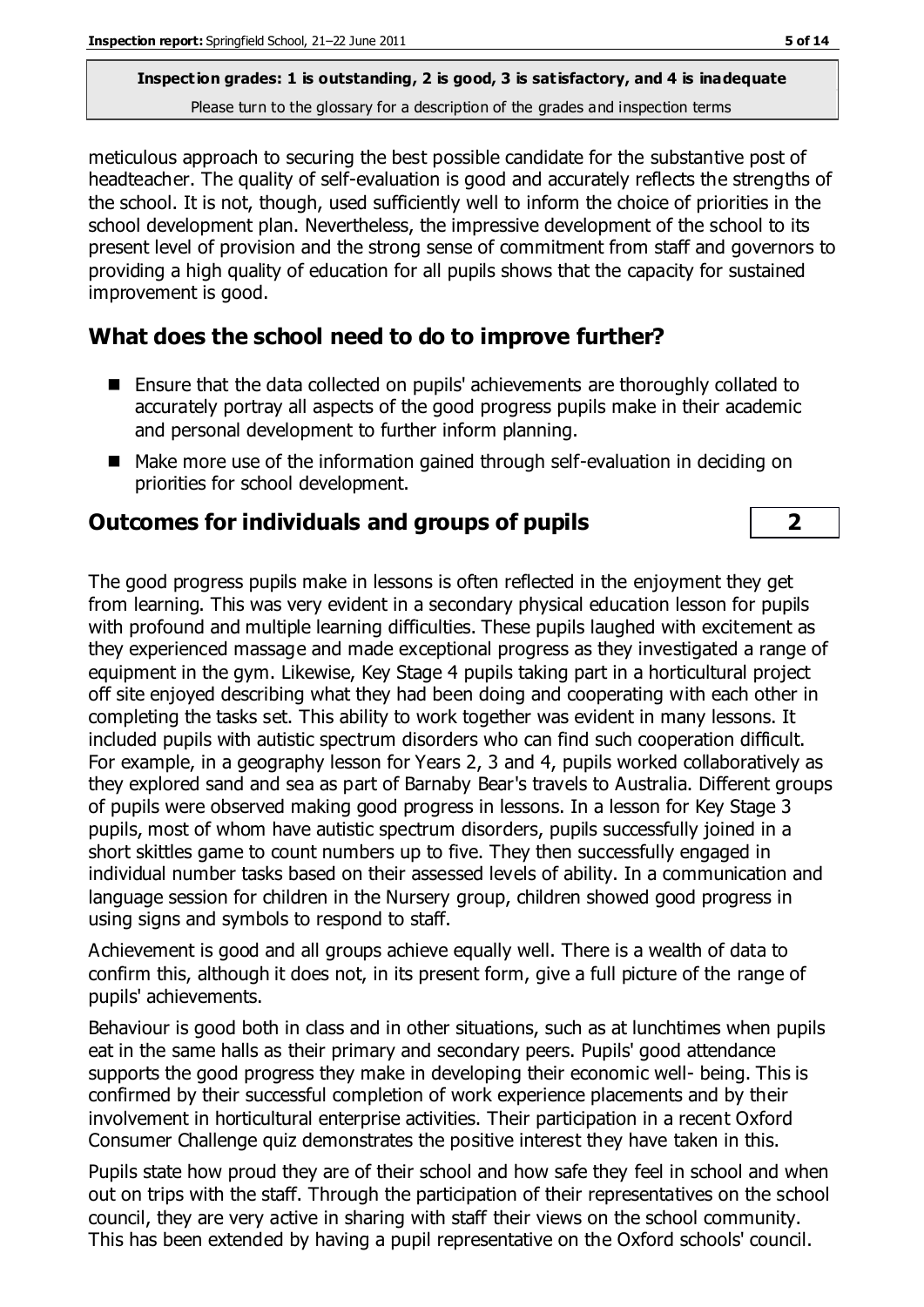meticulous approach to securing the best possible candidate for the substantive post of headteacher. The quality of self-evaluation is good and accurately reflects the strengths of the school. It is not, though, used sufficiently well to inform the choice of priorities in the school development plan. Nevertheless, the impressive development of the school to its present level of provision and the strong sense of commitment from staff and governors to providing a high quality of education for all pupils shows that the capacity for sustained improvement is good.

## What does the school need to do to improve further?

- Ensure that the data collected on pupils' achievements are thoroughly collated to accurately portray all aspects of the good progress pupils make in their academic and personal development to further inform planning.
- Make more use of the information gained through self-evaluation in deciding on priorities for school development.

## Outcomes for individuals and groups of pupils — 2

The good progress pupils make in lessons is often reflected in the enjoyment they get from learning. This was very evident in a secondary physical education lesson for pupils with profound and multiple learning difficulties. These pupils laughed with excitement as they experienced massage and made exceptional progress as they investigated a range of equipment in the gym. Likewise, Key Stage 4 pupils taking part in a horticultural project off site enjoyed describing what they had been doing and cooperating with each other in completing the tasks set. This ability to work together was evident in many lessons. It included pupils with autistic spectrum disorders who can find such cooperation difficult. For example, in a geography lesson for Years 2, 3 and 4, pupils worked collaboratively as they explored sand and sea as part of Barnaby Bear's travels to Australia. Different groups of pupils were observed making good progress in lessons. In a lesson for Key Stage 3 pupils, most of whom have autistic spectrum disorders, pupils successfully joined in a short skittles game to count numbers up to five. They then successfully engaged in individual number tasks based on their assessed levels of ability. In a communication and language session for children in the Nursery group, children showed good progress in using signs and symbols to respond to staff.

Achievement is good and all groups achieve equally well. There is a wealth of data to confirm this, although it does not, in its present form, give a full picture of the range of pupils' achievements.

Behaviour is good both in class and in other situations, such as at lunchtimes when pupils eat in the same halls as their primary and secondary peers. Pupils' good attendance supports the good progress they make in developing their economic well- being. This is confirmed by their successful completion of work experience placements and by their involvement in horticultural enterprise activities. Their participation in a recent Oxford Consumer Challenge quiz demonstrates the positive interest they have taken in this.

Pupils state how proud they are of their school and how safe they feel in school and when out on trips with the staff. Through the participation of their representatives on the school council, they are very active in sharing with staff their views on the school community. This has been extended by having a pupil representative on the Oxford schools' council.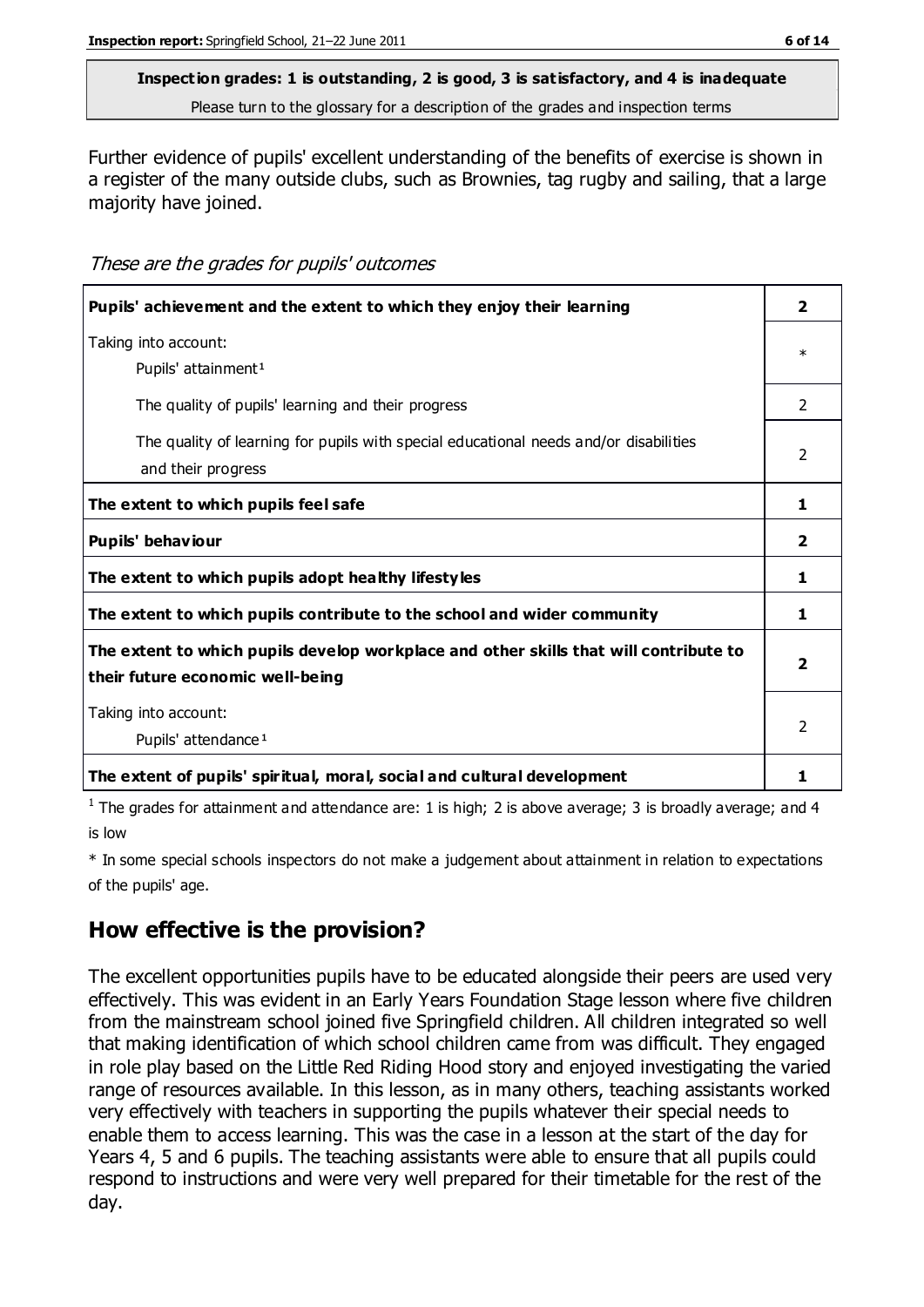**Inspection grades: 1 is outstanding, 2 is good, 3 is satisfactory, and 4 is inadequate**
Please turn to the glossary for a description of the grades and inspection terms

Further evidence of pupils' excellent understanding of the benefits of exercise is shown in a register of the many outside clubs, such as Brownies, tag rugby and sailing, that a large majority have joined.

*These are the grades for pupils' outcomes*

| | |
|---|---|
| **Pupils' achievement and the extent to which they enjoy their learning** | **2** |
| Taking into account:<br>Pupils' attainment[1] | * |
| The quality of pupils' learning and their progress | 2 |
| The quality of learning for pupils with special educational needs and/or disabilities and their progress | 2 |
| **The extent to which pupils feel safe** | **1** |
| **Pupils' behaviour** | **2** |
| **The extent to which pupils adopt healthy lifestyles** | **1** |
| **The extent to which pupils contribute to the school and wider community** | **1** |
| **The extent to which pupils develop workplace and other skills that will contribute to their future economic well-being** | **2** |
| Taking into account:<br>Pupils' attendance[1] | 2 |
| **The extent of pupils' spiritual, moral, social and cultural development** | **1** |

[1] The grades for attainment and attendance are: 1 is high; 2 is above average; 3 is broadly average; and 4 is low

* In some special schools inspectors do not make a judgement about attainment in relation to expectations of the pupils' age.

## How effective is the provision?

The excellent opportunities pupils have to be educated alongside their peers are used very effectively. This was evident in an Early Years Foundation Stage lesson where five children from the mainstream school joined five Springfield children. All children integrated so well that making identification of which school children came from was difficult. They engaged in role play based on the Little Red Riding Hood story and enjoyed investigating the varied range of resources available. In this lesson, as in many others, teaching assistants worked very effectively with teachers in supporting the pupils whatever their special needs to enable them to access learning. This was the case in a lesson at the start of the day for Years 4, 5 and 6 pupils. The teaching assistants were able to ensure that all pupils could respond to instructions and were very well prepared for their timetable for the rest of the day.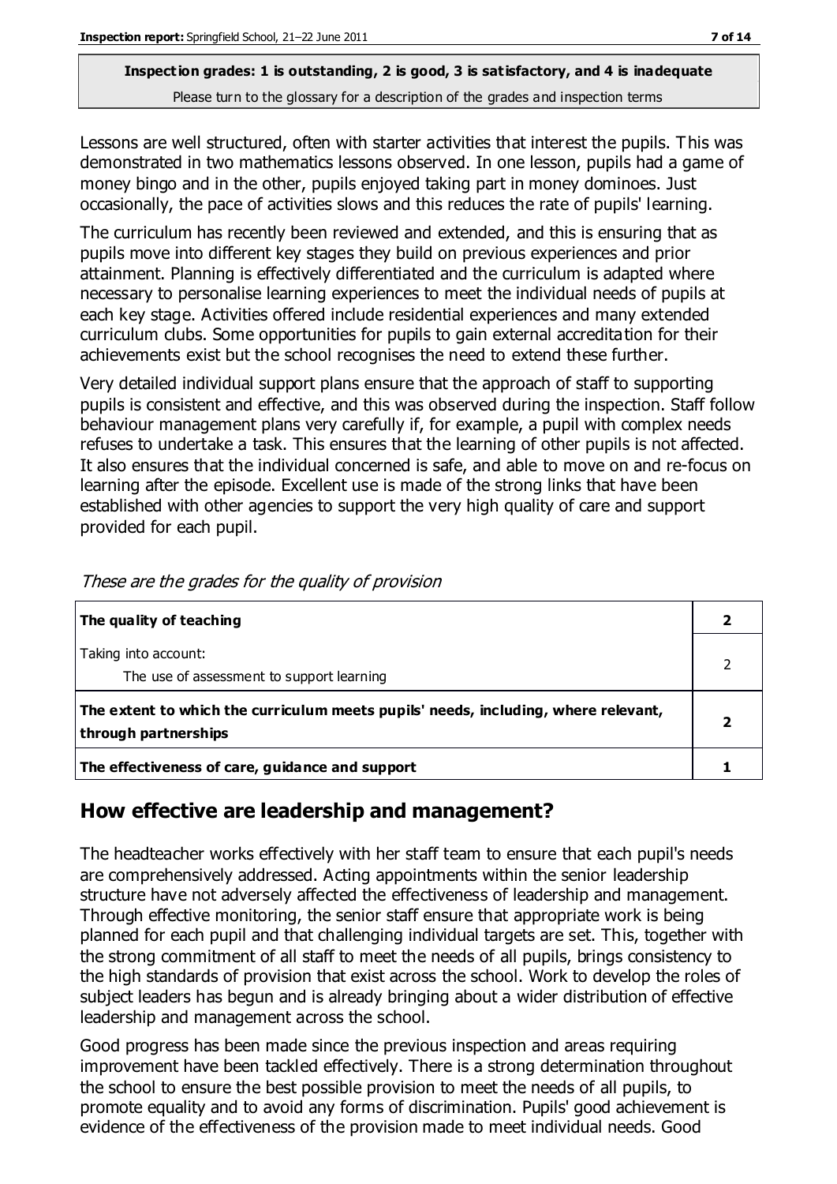**Inspection grades: 1 is outstanding, 2 is good, 3 is satisfactory, and 4 is inadequate**

Please turn to the glossary for a description of the grades and inspection terms

Lessons are well structured, often with starter activities that interest the pupils. This was demonstrated in two mathematics lessons observed. In one lesson, pupils had a game of money bingo and in the other, pupils enjoyed taking part in money dominoes. Just occasionally, the pace of activities slows and this reduces the rate of pupils' learning.

The curriculum has recently been reviewed and extended, and this is ensuring that as pupils move into different key stages they build on previous experiences and prior attainment. Planning is effectively differentiated and the curriculum is adapted where necessary to personalise learning experiences to meet the individual needs of pupils at each key stage. Activities offered include residential experiences and many extended curriculum clubs. Some opportunities for pupils to gain external accreditation for their achievements exist but the school recognises the need to extend these further.

Very detailed individual support plans ensure that the approach of staff to supporting pupils is consistent and effective, and this was observed during the inspection. Staff follow behaviour management plans very carefully if, for example, a pupil with complex needs refuses to undertake a task. This ensures that the learning of other pupils is not affected. It also ensures that the individual concerned is safe, and able to move on and re-focus on learning after the episode. Excellent use is made of the strong links that have been established with other agencies to support the very high quality of care and support provided for each pupil.

*These are the grades for the quality of provision*

| | |
|---|---|
| **The quality of teaching** | **2** |
| Taking into account: The use of assessment to support learning | 2 |
| **The extent to which the curriculum meets pupils' needs, including, where relevant, through partnerships** | **2** |
| **The effectiveness of care, guidance and support** | **1** |

## How effective are leadership and management?

The headteacher works effectively with her staff team to ensure that each pupil's needs are comprehensively addressed. Acting appointments within the senior leadership structure have not adversely affected the effectiveness of leadership and management. Through effective monitoring, the senior staff ensure that appropriate work is being planned for each pupil and that challenging individual targets are set. This, together with the strong commitment of all staff to meet the needs of all pupils, brings consistency to the high standards of provision that exist across the school. Work to develop the roles of subject leaders has begun and is already bringing about a wider distribution of effective leadership and management across the school.

Good progress has been made since the previous inspection and areas requiring improvement have been tackled effectively. There is a strong determination throughout the school to ensure the best possible provision to meet the needs of all pupils, to promote equality and to avoid any forms of discrimination. Pupils' good achievement is evidence of the effectiveness of the provision made to meet individual needs. Good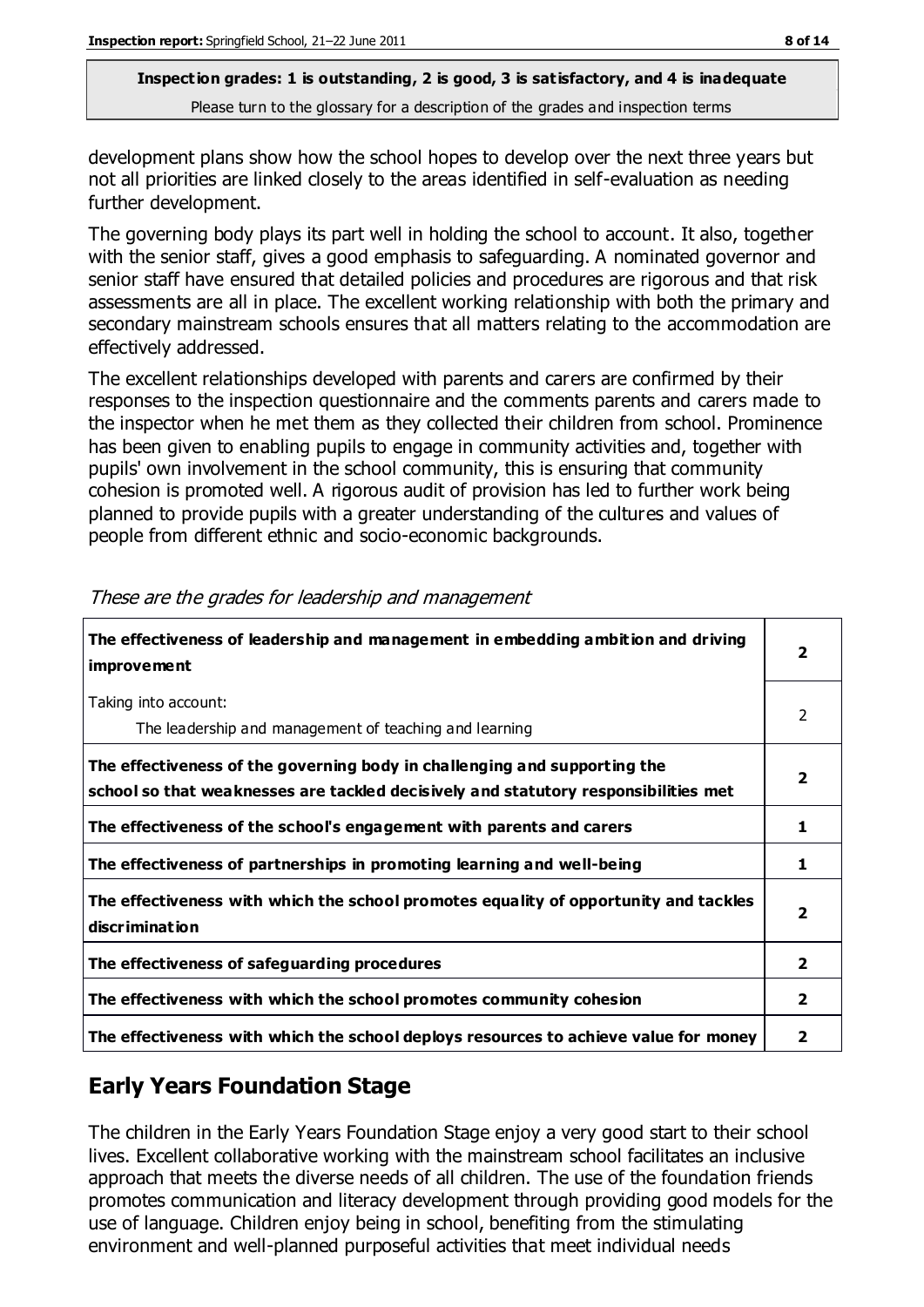development plans show how the school hopes to develop over the next three years but not all priorities are linked closely to the areas identified in self-evaluation as needing further development.

The governing body plays its part well in holding the school to account. It also, together with the senior staff, gives a good emphasis to safeguarding. A nominated governor and senior staff have ensured that detailed policies and procedures are rigorous and that risk assessments are all in place. The excellent working relationship with both the primary and secondary mainstream schools ensures that all matters relating to the accommodation are effectively addressed.

The excellent relationships developed with parents and carers are confirmed by their responses to the inspection questionnaire and the comments parents and carers made to the inspector when he met them as they collected their children from school. Prominence has been given to enabling pupils to engage in community activities and, together with pupils' own involvement in the school community, this is ensuring that community cohesion is promoted well. A rigorous audit of provision has led to further work being planned to provide pupils with a greater understanding of the cultures and values of people from different ethnic and socio-economic backgrounds.

*These are the grades for leadership and management*

| | |
|---|---|
| **The effectiveness of leadership and management in embedding ambition and driving improvement** | **2** |
| Taking into account: The leadership and management of teaching and learning | 2 |
| **The effectiveness of the governing body in challenging and supporting the school so that weaknesses are tackled decisively and statutory responsibilities met** | **2** |
| **The effectiveness of the school's engagement with parents and carers** | **1** |
| **The effectiveness of partnerships in promoting learning and well-being** | **1** |
| **The effectiveness with which the school promotes equality of opportunity and tackles discrimination** | **2** |
| **The effectiveness of safeguarding procedures** | **2** |
| **The effectiveness with which the school promotes community cohesion** | **2** |
| **The effectiveness with which the school deploys resources to achieve value for money** | **2** |

## Early Years Foundation Stage

The children in the Early Years Foundation Stage enjoy a very good start to their school lives. Excellent collaborative working with the mainstream school facilitates an inclusive approach that meets the diverse needs of all children. The use of the foundation friends promotes communication and literacy development through providing good models for the use of language. Children enjoy being in school, benefiting from the stimulating environment and well-planned purposeful activities that meet individual needs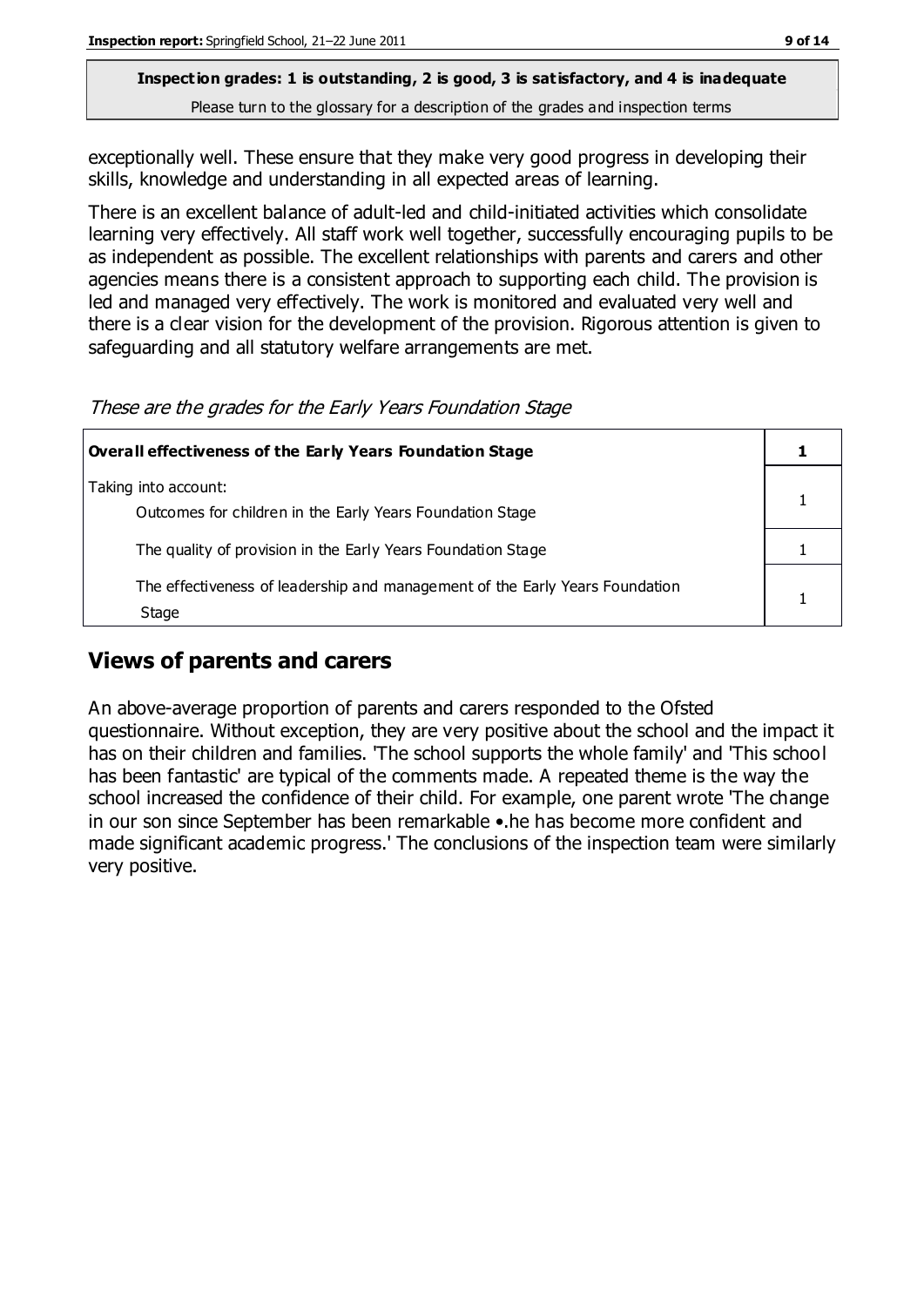**Inspection grades: 1 is outstanding, 2 is good, 3 is satisfactory, and 4 is inadequate**

Please turn to the glossary for a description of the grades and inspection terms

exceptionally well. These ensure that they make very good progress in developing their skills, knowledge and understanding in all expected areas of learning.

There is an excellent balance of adult-led and child-initiated activities which consolidate learning very effectively. All staff work well together, successfully encouraging pupils to be as independent as possible. The excellent relationships with parents and carers and other agencies means there is a consistent approach to supporting each child. The provision is led and managed very effectively. The work is monitored and evaluated very well and there is a clear vision for the development of the provision. Rigorous attention is given to safeguarding and all statutory welfare arrangements are met.

*These are the grades for the Early Years Foundation Stage*

| **Overall effectiveness of the Early Years Foundation Stage** | **1** |
|---|---|
| Taking into account: Outcomes for children in the Early Years Foundation Stage | 1 |
| The quality of provision in the Early Years Foundation Stage | 1 |
| The effectiveness of leadership and management of the Early Years Foundation Stage | 1 |

## Views of parents and carers

An above-average proportion of parents and carers responded to the Ofsted questionnaire. Without exception, they are very positive about the school and the impact it has on their children and families. 'The school supports the whole family' and 'This school has been fantastic' are typical of the comments made. A repeated theme is the way the school increased the confidence of their child. For example, one parent wrote 'The change in our son since September has been remarkable •.he has become more confident and made significant academic progress.' The conclusions of the inspection team were similarly very positive.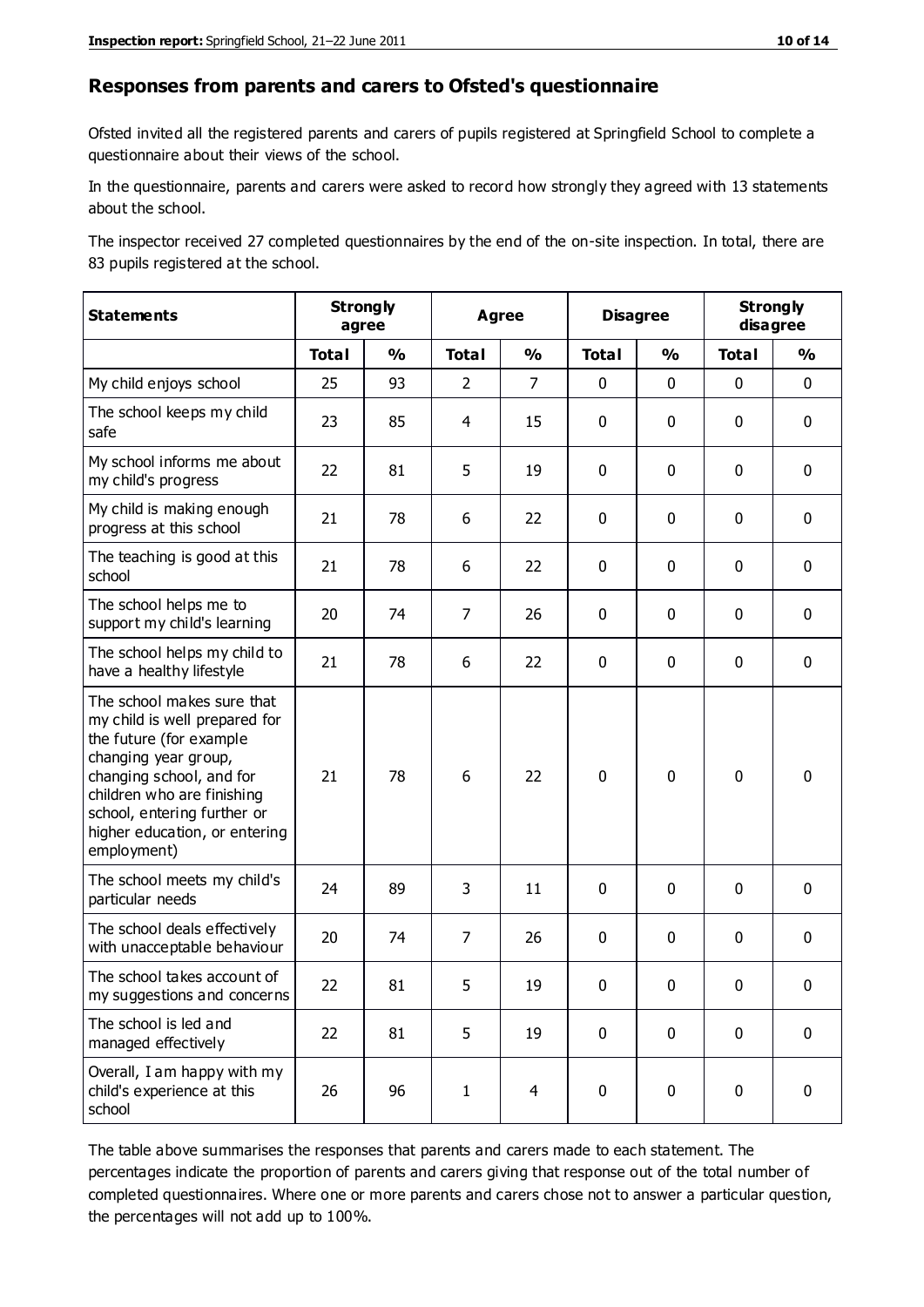## Responses from parents and carers to Ofsted's questionnaire

Ofsted invited all the registered parents and carers of pupils registered at Springfield School to complete a questionnaire about their views of the school.

In the questionnaire, parents and carers were asked to record how strongly they agreed with 13 statements about the school.

The inspector received 27 completed questionnaires by the end of the on-site inspection. In total, there are 83 pupils registered at the school.

| Statements | Strongly agree | | Agree | | Disagree | | Strongly disagree | |
|---|---|---|---|---|---|---|---|---|
| | Total | % | Total | % | Total | % | Total | % |
| My child enjoys school | 25 | 93 | 2 | 7 | 0 | 0 | 0 | 0 |
| The school keeps my child safe | 23 | 85 | 4 | 15 | 0 | 0 | 0 | 0 |
| My school informs me about my child's progress | 22 | 81 | 5 | 19 | 0 | 0 | 0 | 0 |
| My child is making enough progress at this school | 21 | 78 | 6 | 22 | 0 | 0 | 0 | 0 |
| The teaching is good at this school | 21 | 78 | 6 | 22 | 0 | 0 | 0 | 0 |
| The school helps me to support my child's learning | 20 | 74 | 7 | 26 | 0 | 0 | 0 | 0 |
| The school helps my child to have a healthy lifestyle | 21 | 78 | 6 | 22 | 0 | 0 | 0 | 0 |
| The school makes sure that my child is well prepared for the future (for example changing year group, changing school, and for children who are finishing school, entering further or higher education, or entering employment) | 21 | 78 | 6 | 22 | 0 | 0 | 0 | 0 |
| The school meets my child's particular needs | 24 | 89 | 3 | 11 | 0 | 0 | 0 | 0 |
| The school deals effectively with unacceptable behaviour | 20 | 74 | 7 | 26 | 0 | 0 | 0 | 0 |
| The school takes account of my suggestions and concerns | 22 | 81 | 5 | 19 | 0 | 0 | 0 | 0 |
| The school is led and managed effectively | 22 | 81 | 5 | 19 | 0 | 0 | 0 | 0 |
| Overall, I am happy with my child's experience at this school | 26 | 96 | 1 | 4 | 0 | 0 | 0 | 0 |

The table above summarises the responses that parents and carers made to each statement. The percentages indicate the proportion of parents and carers giving that response out of the total number of completed questionnaires. Where one or more parents and carers chose not to answer a particular question, the percentages will not add up to 100%.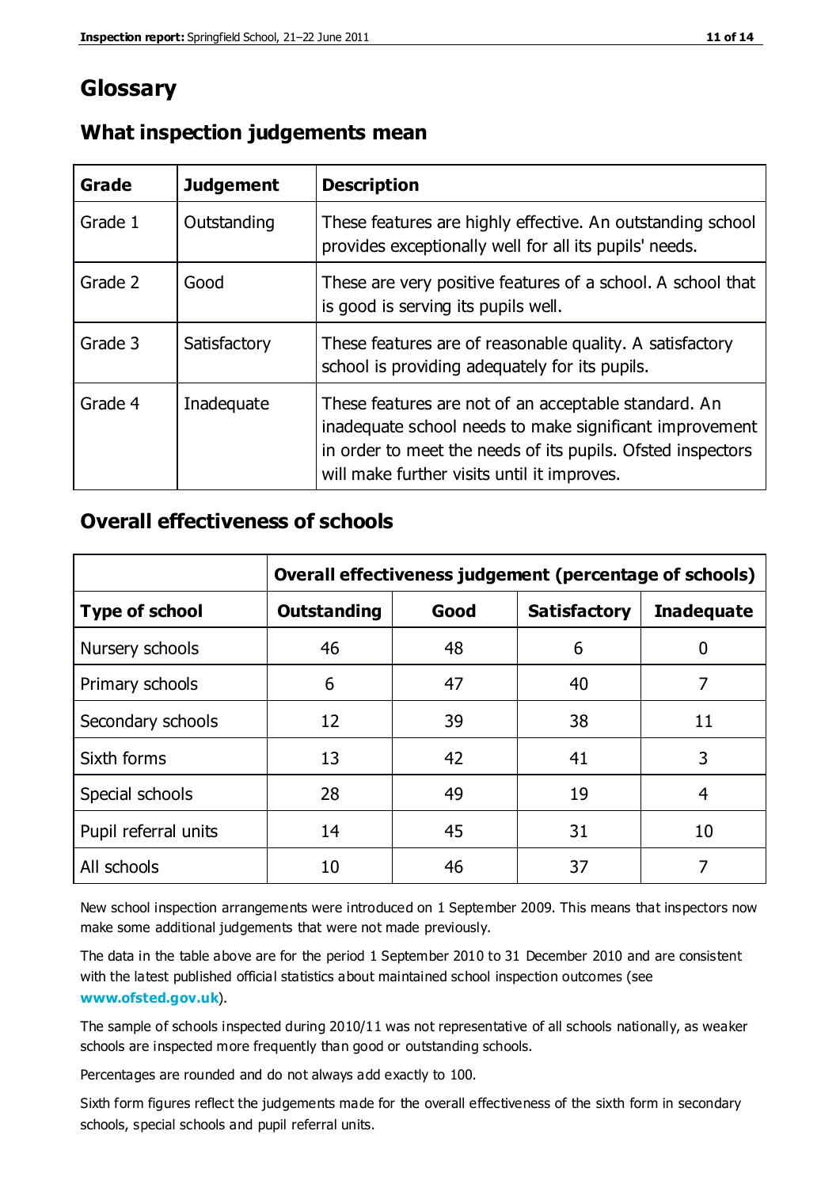# Glossary

## What inspection judgements mean

| Grade | Judgement | Description |
| --- | --- | --- |
| Grade 1 | Outstanding | These features are highly effective. An outstanding school provides exceptionally well for all its pupils' needs. |
| Grade 2 | Good | These are very positive features of a school. A school that is good is serving its pupils well. |
| Grade 3 | Satisfactory | These features are of reasonable quality. A satisfactory school is providing adequately for its pupils. |
| Grade 4 | Inadequate | These features are not of an acceptable standard. An inadequate school needs to make significant improvement in order to meet the needs of its pupils. Ofsted inspectors will make further visits until it improves. |

## Overall effectiveness of schools

| | Overall effectiveness judgement (percentage of schools) | | | |
| --- | --- | --- | --- | --- |
| **Type of school** | **Outstanding** | **Good** | **Satisfactory** | **Inadequate** |
| Nursery schools | 46 | 48 | 6 | 0 |
| Primary schools | 6 | 47 | 40 | 7 |
| Secondary schools | 12 | 39 | 38 | 11 |
| Sixth forms | 13 | 42 | 41 | 3 |
| Special schools | 28 | 49 | 19 | 4 |
| Pupil referral units | 14 | 45 | 31 | 10 |
| All schools | 10 | 46 | 37 | 7 |

New school inspection arrangements were introduced on 1 September 2009. This means that inspectors now make some additional judgements that were not made previously.

The data in the table above are for the period 1 September 2010 to 31 December 2010 and are consistent with the latest published official statistics about maintained school inspection outcomes (see **www.ofsted.gov.uk**).

The sample of schools inspected during 2010/11 was not representative of all schools nationally, as weaker schools are inspected more frequently than good or outstanding schools.

Percentages are rounded and do not always add exactly to 100.

Sixth form figures reflect the judgements made for the overall effectiveness of the sixth form in secondary schools, special schools and pupil referral units.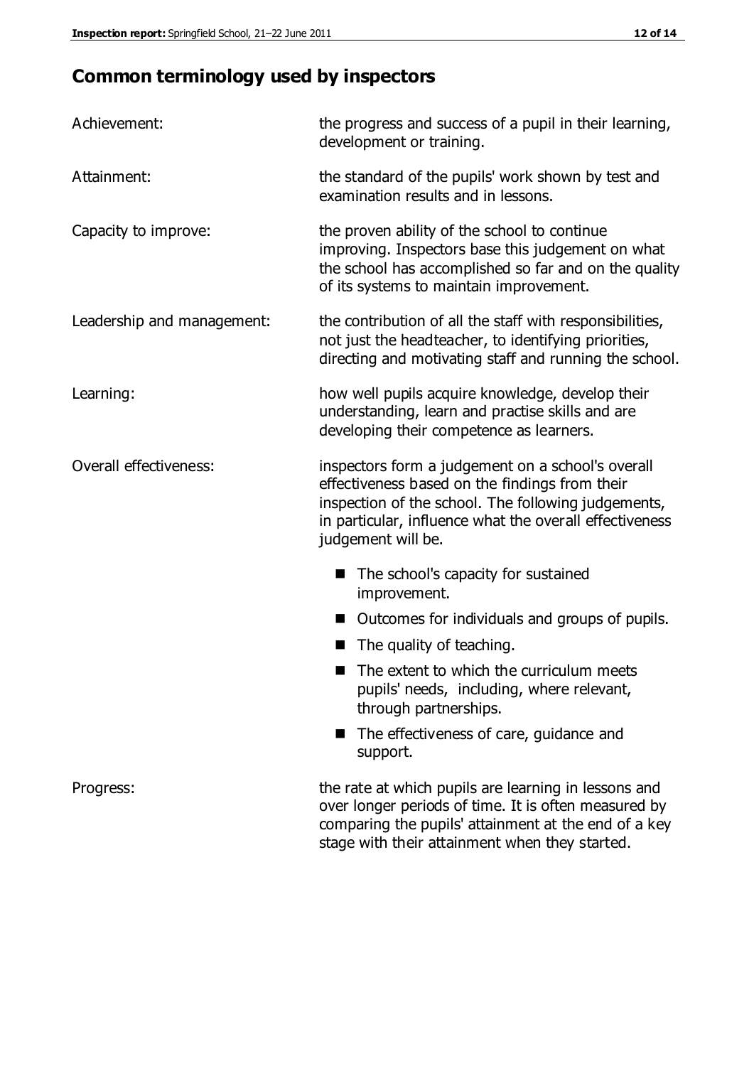## Common terminology used by inspectors

| | |
|---|---|
| Achievement: | the progress and success of a pupil in their learning, development or training. |
| Attainment: | the standard of the pupils' work shown by test and examination results and in lessons. |
| Capacity to improve: | the proven ability of the school to continue improving. Inspectors base this judgement on what the school has accomplished so far and on the quality of its systems to maintain improvement. |
| Leadership and management: | the contribution of all the staff with responsibilities, not just the headteacher, to identifying priorities, directing and motivating staff and running the school. |
| Learning: | how well pupils acquire knowledge, develop their understanding, learn and practise skills and are developing their competence as learners. |
| Overall effectiveness: | inspectors form a judgement on a school's overall effectiveness based on the findings from their inspection of the school. The following judgements, in particular, influence what the overall effectiveness judgement will be. |

- The school's capacity for sustained improvement.
- Outcomes for individuals and groups of pupils.
- The quality of teaching.
- The extent to which the curriculum meets pupils' needs, including, where relevant, through partnerships.
- The effectiveness of care, guidance and support.

| | |
|---|---|
| Progress: | the rate at which pupils are learning in lessons and over longer periods of time. It is often measured by comparing the pupils' attainment at the end of a key stage with their attainment when they started. |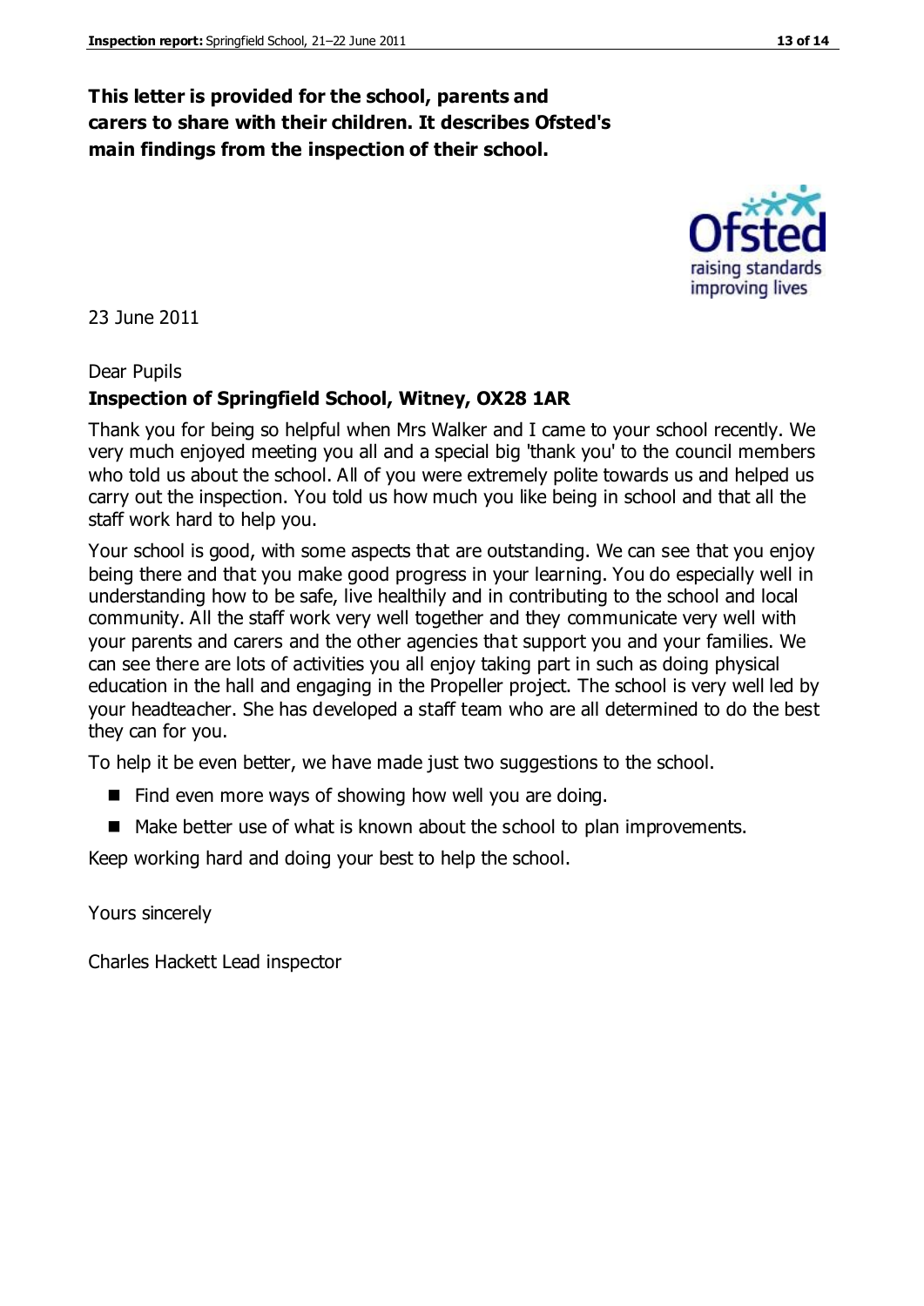**This letter is provided for the school, parents and carers to share with their children. It describes Ofsted's main findings from the inspection of their school.**

23 June 2011

Dear Pupils

**Inspection of Springfield School, Witney, OX28 1AR**

Thank you for being so helpful when Mrs Walker and I came to your school recently. We very much enjoyed meeting you all and a special big 'thank you' to the council members who told us about the school. All of you were extremely polite towards us and helped us carry out the inspection. You told us how much you like being in school and that all the staff work hard to help you.

Your school is good, with some aspects that are outstanding. We can see that you enjoy being there and that you make good progress in your learning. You do especially well in understanding how to be safe, live healthily and in contributing to the school and local community. All the staff work very well together and they communicate very well with your parents and carers and the other agencies that support you and your families. We can see there are lots of activities you all enjoy taking part in such as doing physical education in the hall and engaging in the Propeller project. The school is very well led by your headteacher. She has developed a staff team who are all determined to do the best they can for you.

To help it be even better, we have made just two suggestions to the school.

- Find even more ways of showing how well you are doing.
- Make better use of what is known about the school to plan improvements.

Keep working hard and doing your best to help the school.

Yours sincerely

Charles Hackett Lead inspector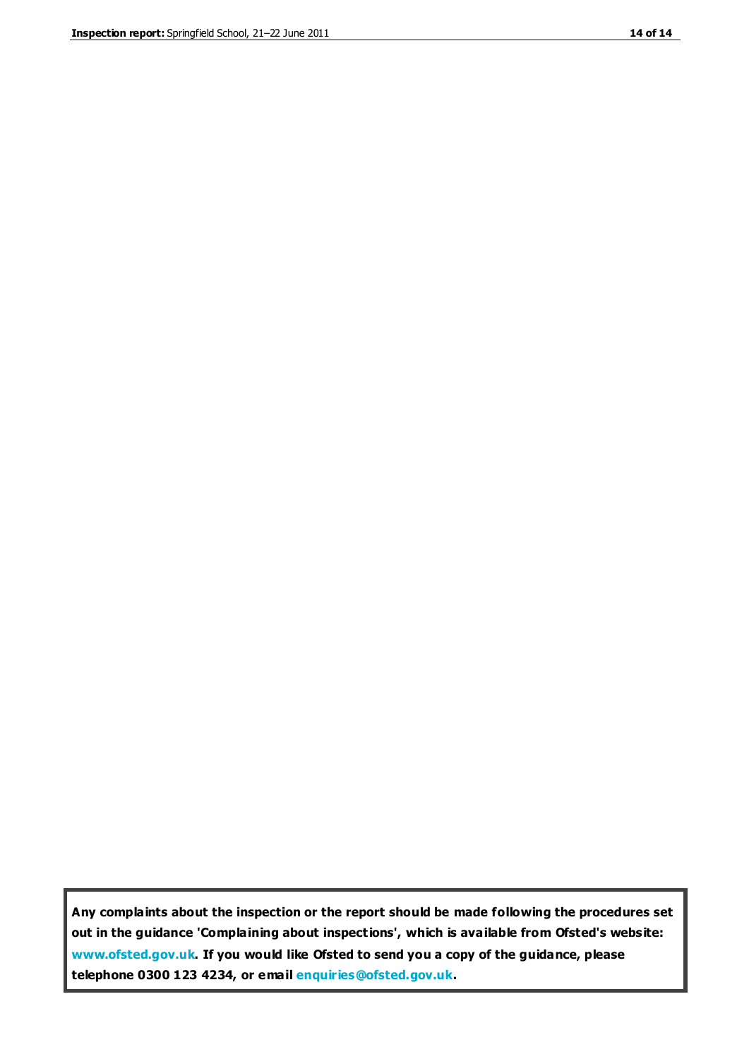**Any complaints about the inspection or the report should be made following the procedures set out in the guidance 'Complaining about inspections', which is available from Ofsted's website: www.ofsted.gov.uk. If you would like Ofsted to send you a copy of the guidance, please telephone 0300 123 4234, or email enquiries@ofsted.gov.uk.**